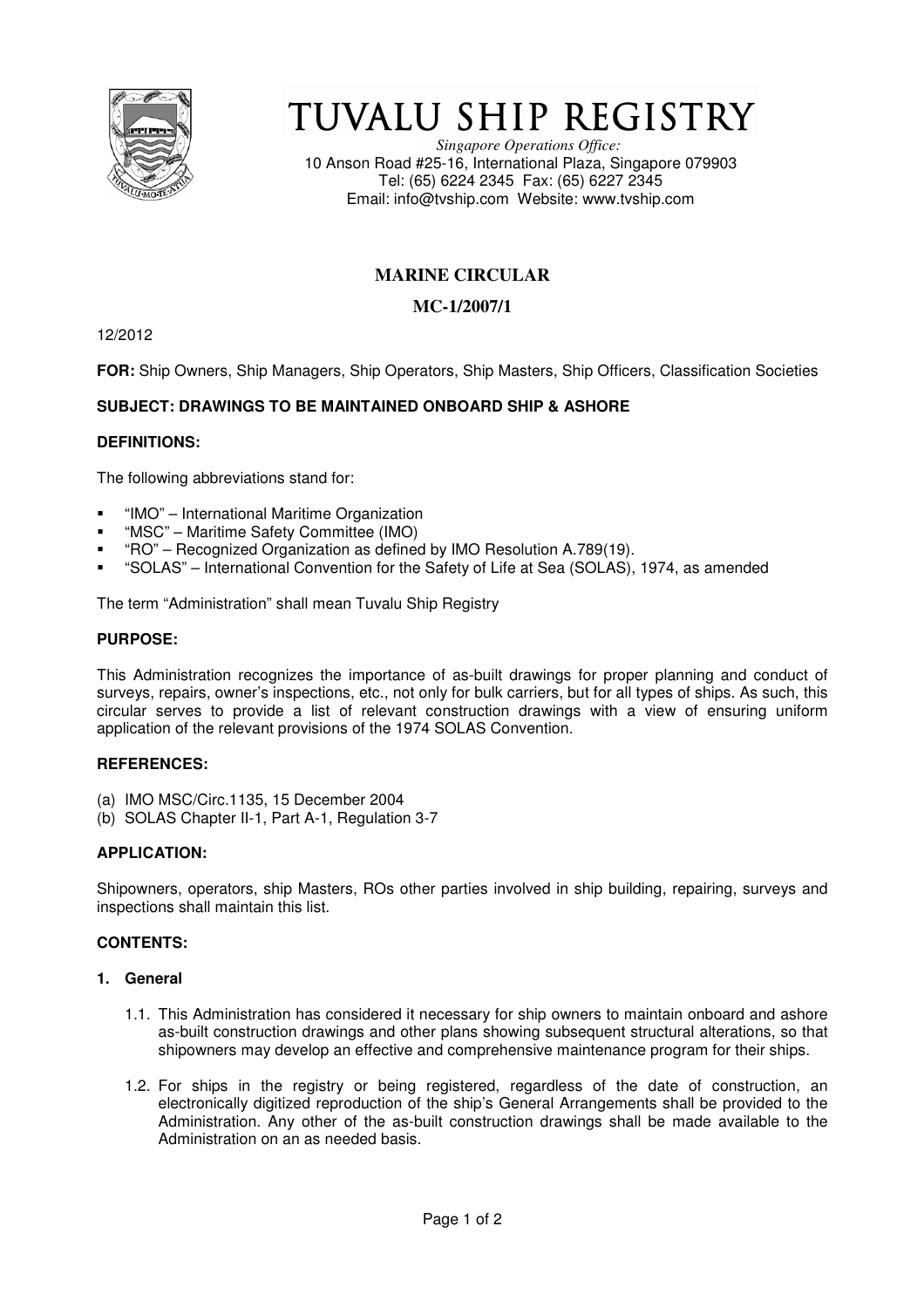# TUVALU SHIP REGISTRY

*Singapore Operations Office:*
10 Anson Road #25-16, International Plaza, Singapore 079903
Tel: (65) 6224 2345 Fax: (65) 6227 2345
Email: info@tvship.com Website: www.tvship.com

## MARINE CIRCULAR

## MC-1/2007/1

12/2012

**FOR:** Ship Owners, Ship Managers, Ship Operators, Ship Masters, Ship Officers, Classification Societies

**SUBJECT: DRAWINGS TO BE MAINTAINED ONBOARD SHIP & ASHORE**

**DEFINITIONS:**

The following abbreviations stand for:

- "IMO" – International Maritime Organization
- "MSC" – Maritime Safety Committee (IMO)
- "RO" – Recognized Organization as defined by IMO Resolution A.789(19).
- "SOLAS" – International Convention for the Safety of Life at Sea (SOLAS), 1974, as amended

The term "Administration" shall mean Tuvalu Ship Registry

**PURPOSE:**

This Administration recognizes the importance of as-built drawings for proper planning and conduct of surveys, repairs, owner's inspections, etc., not only for bulk carriers, but for all types of ships. As such, this circular serves to provide a list of relevant construction drawings with a view of ensuring uniform application of the relevant provisions of the 1974 SOLAS Convention.

**REFERENCES:**

(a) IMO MSC/Circ.1135, 15 December 2004
(b) SOLAS Chapter II-1, Part A-1, Regulation 3-7

**APPLICATION:**

Shipowners, operators, ship Masters, ROs other parties involved in ship building, repairing, surveys and inspections shall maintain this list.

**CONTENTS:**

**1. General**

1.1. This Administration has considered it necessary for ship owners to maintain onboard and ashore as-built construction drawings and other plans showing subsequent structural alterations, so that shipowners may develop an effective and comprehensive maintenance program for their ships.

1.2. For ships in the registry or being registered, regardless of the date of construction, an electronically digitized reproduction of the ship's General Arrangements shall be provided to the Administration. Any other of the as-built construction drawings shall be made available to the Administration on an as needed basis.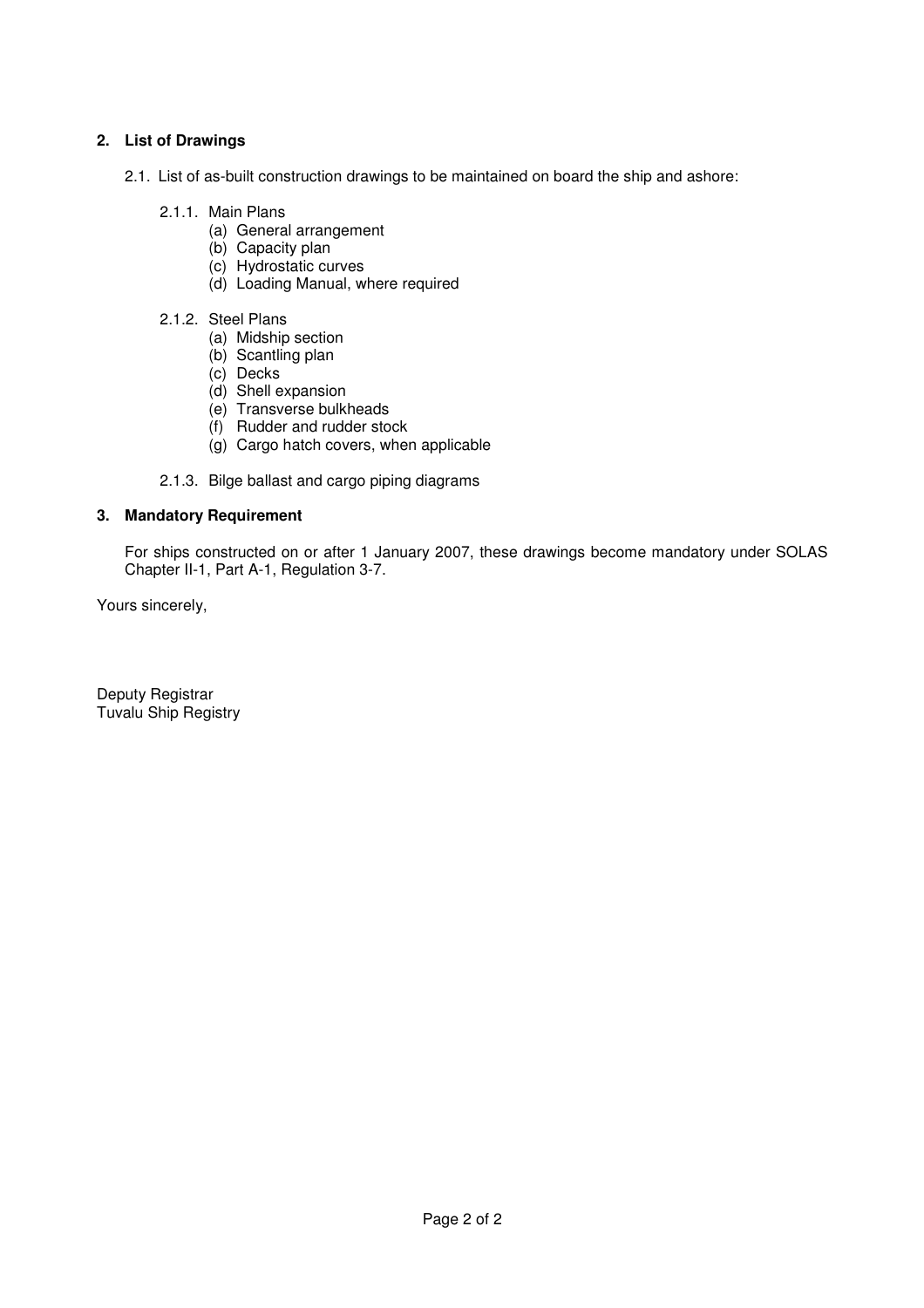## 2. List of Drawings

2.1. List of as-built construction drawings to be maintained on board the ship and ashore:

2.1.1. Main Plans

(a) General arrangement
(b) Capacity plan
(c) Hydrostatic curves
(d) Loading Manual, where required

2.1.2. Steel Plans

(a) Midship section
(b) Scantling plan
(c) Decks
(d) Shell expansion
(e) Transverse bulkheads
(f) Rudder and rudder stock
(g) Cargo hatch covers, when applicable

2.1.3. Bilge ballast and cargo piping diagrams

## 3. Mandatory Requirement

For ships constructed on or after 1 January 2007, these drawings become mandatory under SOLAS Chapter II-1, Part A-1, Regulation 3-7.

Yours sincerely,

Deputy Registrar
Tuvalu Ship Registry